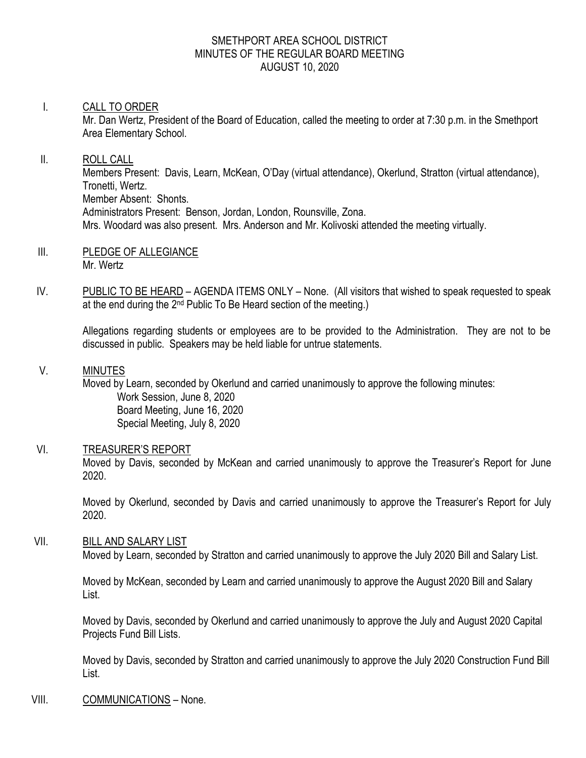# SMETHPORT AREA SCHOOL DISTRICT
## MINUTES OF THE REGULAR BOARD MEETING
## AUGUST 10, 2020

I. CALL TO ORDER

Mr. Dan Wertz, President of the Board of Education, called the meeting to order at 7:30 p.m. in the Smethport Area Elementary School.

II. ROLL CALL

Members Present: Davis, Learn, McKean, O'Day (virtual attendance), Okerlund, Stratton (virtual attendance), Tronetti, Wertz.
Member Absent: Shonts.
Administrators Present: Benson, Jordan, London, Rounsville, Zona.
Mrs. Woodard was also present. Mrs. Anderson and Mr. Kolivoski attended the meeting virtually.

III. PLEDGE OF ALLEGIANCE

Mr. Wertz

IV. PUBLIC TO BE HEARD – AGENDA ITEMS ONLY – None. (All visitors that wished to speak requested to speak at the end during the 2nd Public To Be Heard section of the meeting.)

Allegations regarding students or employees are to be provided to the Administration. They are not to be discussed in public. Speakers may be held liable for untrue statements.

V. MINUTES

Moved by Learn, seconded by Okerlund and carried unanimously to approve the following minutes:

- Work Session, June 8, 2020
- Board Meeting, June 16, 2020
- Special Meeting, July 8, 2020

VI. TREASURER'S REPORT

Moved by Davis, seconded by McKean and carried unanimously to approve the Treasurer's Report for June 2020.

Moved by Okerlund, seconded by Davis and carried unanimously to approve the Treasurer's Report for July 2020.

VII. BILL AND SALARY LIST

Moved by Learn, seconded by Stratton and carried unanimously to approve the July 2020 Bill and Salary List.

Moved by McKean, seconded by Learn and carried unanimously to approve the August 2020 Bill and Salary List.

Moved by Davis, seconded by Okerlund and carried unanimously to approve the July and August 2020 Capital Projects Fund Bill Lists.

Moved by Davis, seconded by Stratton and carried unanimously to approve the July 2020 Construction Fund Bill List.

VIII. COMMUNICATIONS – None.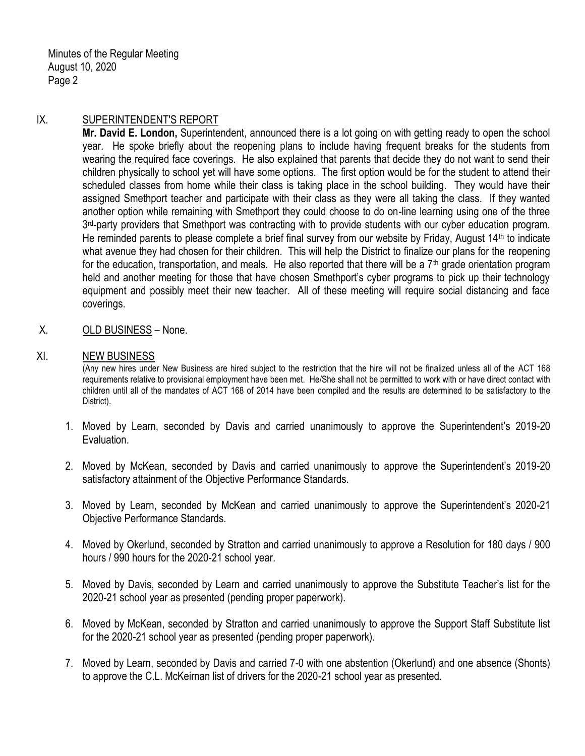## IX. SUPERINTENDENT'S REPORT

**Mr. David E. London,** Superintendent, announced there is a lot going on with getting ready to open the school year. He spoke briefly about the reopening plans to include having frequent breaks for the students from wearing the required face coverings. He also explained that parents that decide they do not want to send their children physically to school yet will have some options. The first option would be for the student to attend their scheduled classes from home while their class is taking place in the school building. They would have their assigned Smethport teacher and participate with their class as they were all taking the class. If they wanted another option while remaining with Smethport they could choose to do on-line learning using one of the three 3rd-party providers that Smethport was contracting with to provide students with our cyber education program. He reminded parents to please complete a brief final survey from our website by Friday, August 14th to indicate what avenue they had chosen for their children. This will help the District to finalize our plans for the reopening for the education, transportation, and meals. He also reported that there will be a 7th grade orientation program held and another meeting for those that have chosen Smethport's cyber programs to pick up their technology equipment and possibly meet their new teacher. All of these meeting will require social distancing and face coverings.

## X. OLD BUSINESS – None.

## XI. NEW BUSINESS

(Any new hires under New Business are hired subject to the restriction that the hire will not be finalized unless all of the ACT 168 requirements relative to provisional employment have been met. He/She shall not be permitted to work with or have direct contact with children until all of the mandates of ACT 168 of 2014 have been compiled and the results are determined to be satisfactory to the District).

1. Moved by Learn, seconded by Davis and carried unanimously to approve the Superintendent's 2019-20 Evaluation.
2. Moved by McKean, seconded by Davis and carried unanimously to approve the Superintendent's 2019-20 satisfactory attainment of the Objective Performance Standards.
3. Moved by Learn, seconded by McKean and carried unanimously to approve the Superintendent's 2020-21 Objective Performance Standards.
4. Moved by Okerlund, seconded by Stratton and carried unanimously to approve a Resolution for 180 days / 900 hours / 990 hours for the 2020-21 school year.
5. Moved by Davis, seconded by Learn and carried unanimously to approve the Substitute Teacher's list for the 2020-21 school year as presented (pending proper paperwork).
6. Moved by McKean, seconded by Stratton and carried unanimously to approve the Support Staff Substitute list for the 2020-21 school year as presented (pending proper paperwork).
7. Moved by Learn, seconded by Davis and carried 7-0 with one abstention (Okerlund) and one absence (Shonts) to approve the C.L. McKeirnan list of drivers for the 2020-21 school year as presented.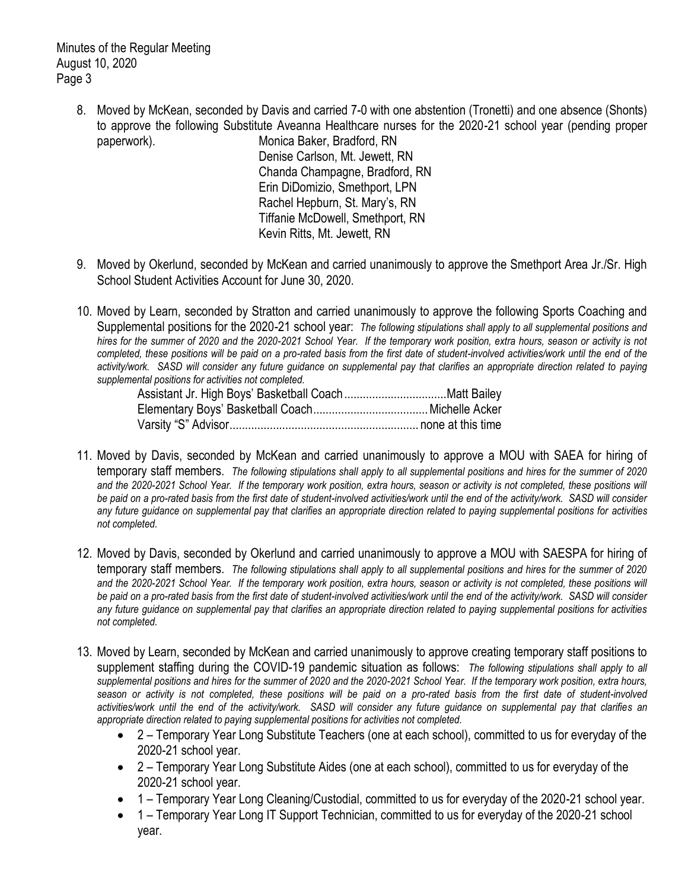8. Moved by McKean, seconded by Davis and carried 7-0 with one abstention (Tronetti) and one absence (Shonts) to approve the following Substitute Aveanna Healthcare nurses for the 2020-21 school year (pending proper paperwork).

   Monica Baker, Bradford, RN
   Denise Carlson, Mt. Jewett, RN
   Chanda Champagne, Bradford, RN
   Erin DiDomizio, Smethport, LPN
   Rachel Hepburn, St. Mary's, RN
   Tiffanie McDowell, Smethport, RN
   Kevin Ritts, Mt. Jewett, RN

9. Moved by Okerlund, seconded by McKean and carried unanimously to approve the Smethport Area Jr./Sr. High School Student Activities Account for June 30, 2020.

10. Moved by Learn, seconded by Stratton and carried unanimously to approve the following Sports Coaching and Supplemental positions for the 2020-21 school year: *The following stipulations shall apply to all supplemental positions and hires for the summer of 2020 and the 2020-2021 School Year. If the temporary work position, extra hours, season or activity is not completed, these positions will be paid on a pro-rated basis from the first date of student-involved activities/work until the end of the activity/work. SASD will consider any future guidance on supplemental pay that clarifies an appropriate direction related to paying supplemental positions for activities not completed.*

    Assistant Jr. High Boys' Basketball Coach................................Matt Bailey
    Elementary Boys' Basketball Coach....................................Michelle Acker
    Varsity "S" Advisor............................................................none at this time

11. Moved by Davis, seconded by McKean and carried unanimously to approve a MOU with SAEA for hiring of temporary staff members. *The following stipulations shall apply to all supplemental positions and hires for the summer of 2020 and the 2020-2021 School Year. If the temporary work position, extra hours, season or activity is not completed, these positions will be paid on a pro-rated basis from the first date of student-involved activities/work until the end of the activity/work. SASD will consider any future guidance on supplemental pay that clarifies an appropriate direction related to paying supplemental positions for activities not completed.*

12. Moved by Davis, seconded by Okerlund and carried unanimously to approve a MOU with SAESPA for hiring of temporary staff members. *The following stipulations shall apply to all supplemental positions and hires for the summer of 2020 and the 2020-2021 School Year. If the temporary work position, extra hours, season or activity is not completed, these positions will be paid on a pro-rated basis from the first date of student-involved activities/work until the end of the activity/work. SASD will consider any future guidance on supplemental pay that clarifies an appropriate direction related to paying supplemental positions for activities not completed.*

13. Moved by Learn, seconded by McKean and carried unanimously to approve creating temporary staff positions to supplement staffing during the COVID-19 pandemic situation as follows: *The following stipulations shall apply to all supplemental positions and hires for the summer of 2020 and the 2020-2021 School Year. If the temporary work position, extra hours, season or activity is not completed, these positions will be paid on a pro-rated basis from the first date of student-involved activities/work until the end of the activity/work. SASD will consider any future guidance on supplemental pay that clarifies an appropriate direction related to paying supplemental positions for activities not completed.*
    - 2 – Temporary Year Long Substitute Teachers (one at each school), committed to us for everyday of the 2020-21 school year.
    - 2 – Temporary Year Long Substitute Aides (one at each school), committed to us for everyday of the 2020-21 school year.
    - 1 – Temporary Year Long Cleaning/Custodial, committed to us for everyday of the 2020-21 school year.
    - 1 – Temporary Year Long IT Support Technician, committed to us for everyday of the 2020-21 school year.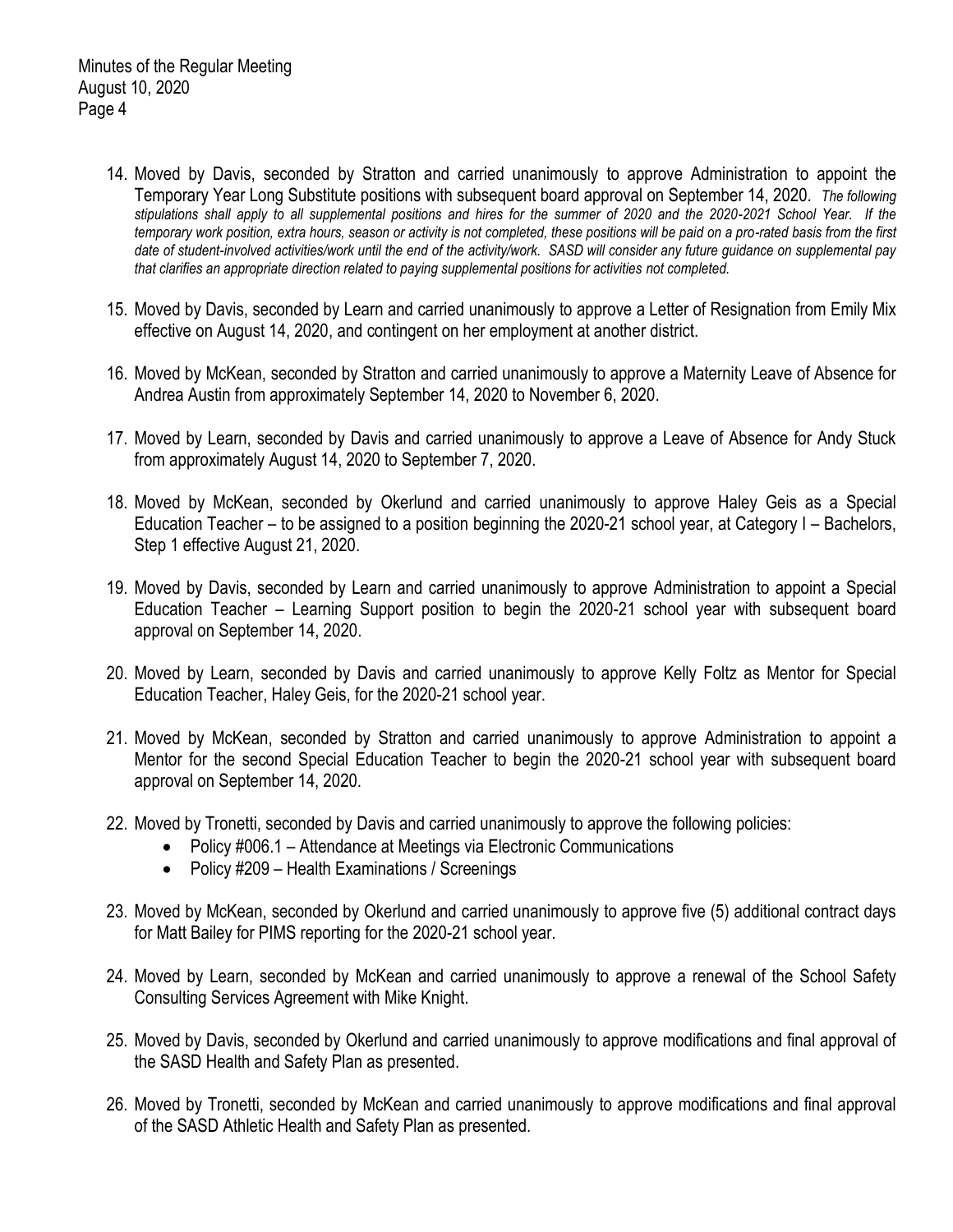14. Moved by Davis, seconded by Stratton and carried unanimously to approve Administration to appoint the Temporary Year Long Substitute positions with subsequent board approval on September 14, 2020. *The following stipulations shall apply to all supplemental positions and hires for the summer of 2020 and the 2020-2021 School Year. If the temporary work position, extra hours, season or activity is not completed, these positions will be paid on a pro-rated basis from the first date of student-involved activities/work until the end of the activity/work. SASD will consider any future guidance on supplemental pay that clarifies an appropriate direction related to paying supplemental positions for activities not completed.*

15. Moved by Davis, seconded by Learn and carried unanimously to approve a Letter of Resignation from Emily Mix effective on August 14, 2020, and contingent on her employment at another district.

16. Moved by McKean, seconded by Stratton and carried unanimously to approve a Maternity Leave of Absence for Andrea Austin from approximately September 14, 2020 to November 6, 2020.

17. Moved by Learn, seconded by Davis and carried unanimously to approve a Leave of Absence for Andy Stuck from approximately August 14, 2020 to September 7, 2020.

18. Moved by McKean, seconded by Okerlund and carried unanimously to approve Haley Geis as a Special Education Teacher – to be assigned to a position beginning the 2020-21 school year, at Category I – Bachelors, Step 1 effective August 21, 2020.

19. Moved by Davis, seconded by Learn and carried unanimously to approve Administration to appoint a Special Education Teacher – Learning Support position to begin the 2020-21 school year with subsequent board approval on September 14, 2020.

20. Moved by Learn, seconded by Davis and carried unanimously to approve Kelly Foltz as Mentor for Special Education Teacher, Haley Geis, for the 2020-21 school year.

21. Moved by McKean, seconded by Stratton and carried unanimously to approve Administration to appoint a Mentor for the second Special Education Teacher to begin the 2020-21 school year with subsequent board approval on September 14, 2020.

22. Moved by Tronetti, seconded by Davis and carried unanimously to approve the following policies:
    - Policy #006.1 – Attendance at Meetings via Electronic Communications
    - Policy #209 – Health Examinations / Screenings

23. Moved by McKean, seconded by Okerlund and carried unanimously to approve five (5) additional contract days for Matt Bailey for PIMS reporting for the 2020-21 school year.

24. Moved by Learn, seconded by McKean and carried unanimously to approve a renewal of the School Safety Consulting Services Agreement with Mike Knight.

25. Moved by Davis, seconded by Okerlund and carried unanimously to approve modifications and final approval of the SASD Health and Safety Plan as presented.

26. Moved by Tronetti, seconded by McKean and carried unanimously to approve modifications and final approval of the SASD Athletic Health and Safety Plan as presented.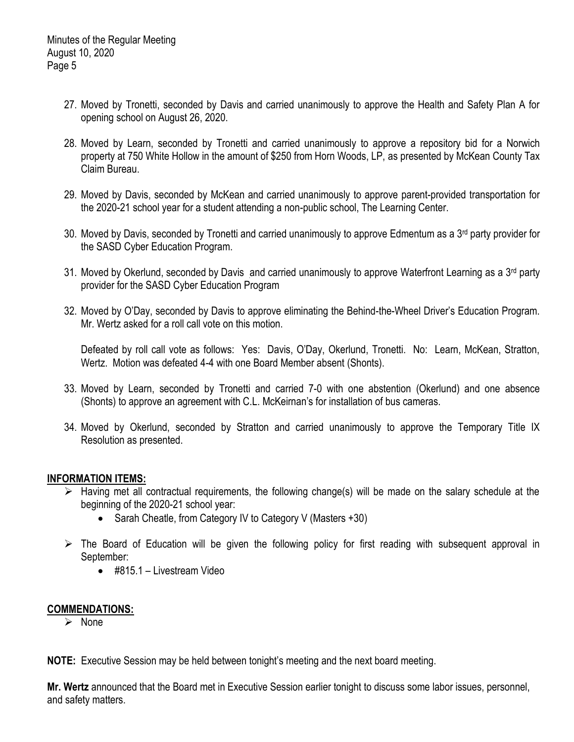27. Moved by Tronetti, seconded by Davis and carried unanimously to approve the Health and Safety Plan A for opening school on August 26, 2020.

28. Moved by Learn, seconded by Tronetti and carried unanimously to approve a repository bid for a Norwich property at 750 White Hollow in the amount of $250 from Horn Woods, LP, as presented by McKean County Tax Claim Bureau.

29. Moved by Davis, seconded by McKean and carried unanimously to approve parent-provided transportation for the 2020-21 school year for a student attending a non-public school, The Learning Center.

30. Moved by Davis, seconded by Tronetti and carried unanimously to approve Edmentum as a 3rd party provider for the SASD Cyber Education Program.

31. Moved by Okerlund, seconded by Davis and carried unanimously to approve Waterfront Learning as a 3rd party provider for the SASD Cyber Education Program

32. Moved by O'Day, seconded by Davis to approve eliminating the Behind-the-Wheel Driver's Education Program. Mr. Wertz asked for a roll call vote on this motion.

    Defeated by roll call vote as follows: Yes: Davis, O'Day, Okerlund, Tronetti. No: Learn, McKean, Stratton, Wertz. Motion was defeated 4-4 with one Board Member absent (Shonts).

33. Moved by Learn, seconded by Tronetti and carried 7-0 with one abstention (Okerlund) and one absence (Shonts) to approve an agreement with C.L. McKeirnan's for installation of bus cameras.

34. Moved by Okerlund, seconded by Stratton and carried unanimously to approve the Temporary Title IX Resolution as presented.

## INFORMATION ITEMS:

- Having met all contractual requirements, the following change(s) will be made on the salary schedule at the beginning of the 2020-21 school year:
    - Sarah Cheatle, from Category IV to Category V (Masters +30)
- The Board of Education will be given the following policy for first reading with subsequent approval in September:
    - #815.1 – Livestream Video

## COMMENDATIONS:

- None

**NOTE:** Executive Session may be held between tonight's meeting and the next board meeting.

**Mr. Wertz** announced that the Board met in Executive Session earlier tonight to discuss some labor issues, personnel, and safety matters.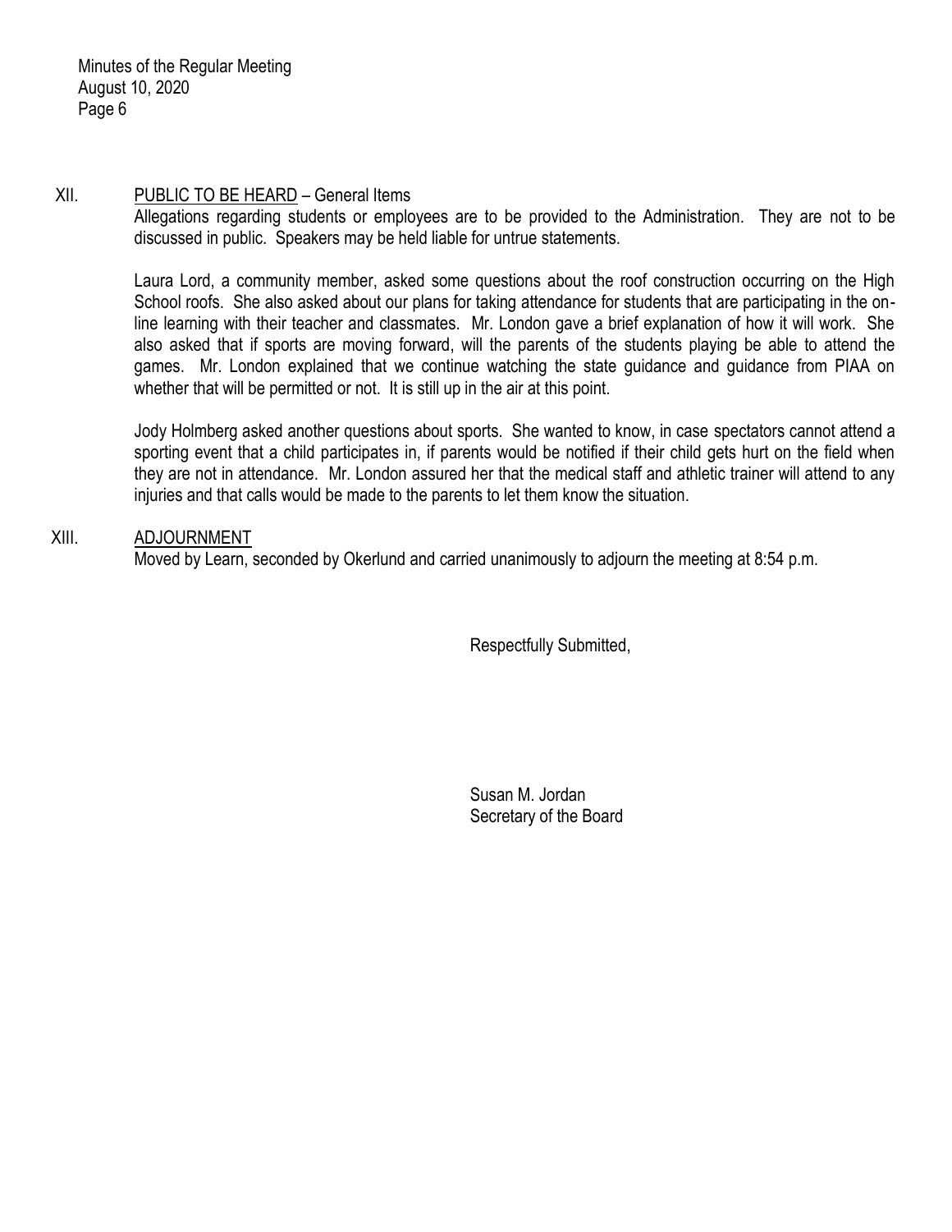## XII. PUBLIC TO BE HEARD – General Items

Allegations regarding students or employees are to be provided to the Administration. They are not to be discussed in public. Speakers may be held liable for untrue statements.

Laura Lord, a community member, asked some questions about the roof construction occurring on the High School roofs. She also asked about our plans for taking attendance for students that are participating in the on-line learning with their teacher and classmates. Mr. London gave a brief explanation of how it will work. She also asked that if sports are moving forward, will the parents of the students playing be able to attend the games. Mr. London explained that we continue watching the state guidance and guidance from PIAA on whether that will be permitted or not. It is still up in the air at this point.

Jody Holmberg asked another questions about sports. She wanted to know, in case spectators cannot attend a sporting event that a child participates in, if parents would be notified if their child gets hurt on the field when they are not in attendance. Mr. London assured her that the medical staff and athletic trainer will attend to any injuries and that calls would be made to the parents to let them know the situation.

## XIII. ADJOURNMENT

Moved by Learn, seconded by Okerlund and carried unanimously to adjourn the meeting at 8:54 p.m.

Respectfully Submitted,

Susan M. Jordan
Secretary of the Board